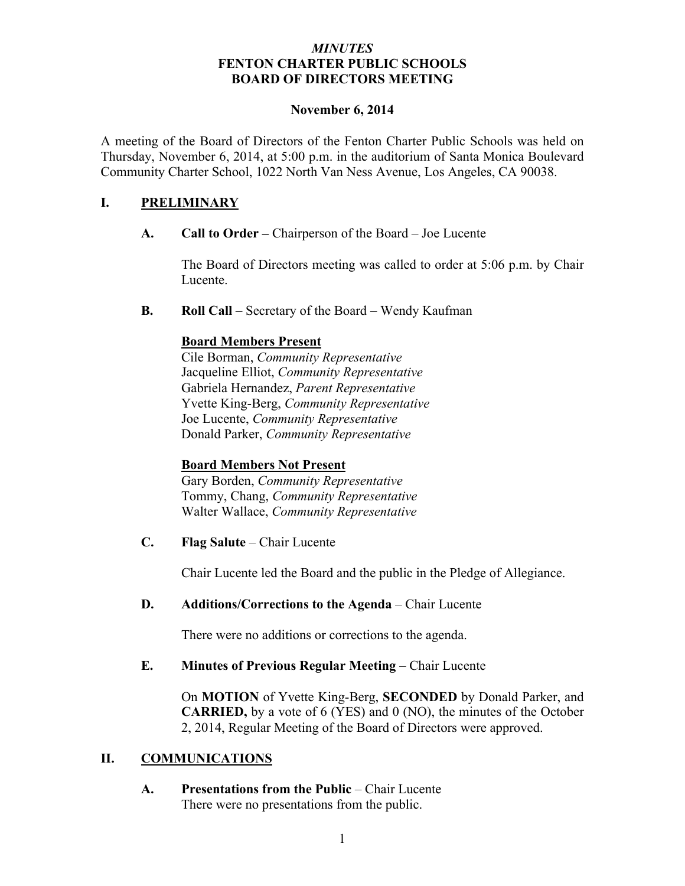# *MINUTES*
# FENTON CHARTER PUBLIC SCHOOLS
# BOARD OF DIRECTORS MEETING

**November 6, 2014**

A meeting of the Board of Directors of the Fenton Charter Public Schools was held on Thursday, November 6, 2014, at 5:00 p.m. in the auditorium of Santa Monica Boulevard Community Charter School, 1022 North Van Ness Avenue, Los Angeles, CA 90038.

## I. PRELIMINARY

**A. Call to Order –** Chairperson of the Board – Joe Lucente

The Board of Directors meeting was called to order at 5:06 p.m. by Chair Lucente.

**B. Roll Call** – Secretary of the Board – Wendy Kaufman

**Board Members Present**

Cile Borman, *Community Representative*
Jacqueline Elliot, *Community Representative*
Gabriela Hernandez, *Parent Representative*
Yvette King-Berg, *Community Representative*
Joe Lucente, *Community Representative*
Donald Parker, *Community Representative*

**Board Members Not Present**

Gary Borden, *Community Representative*
Tommy, Chang, *Community Representative*
Walter Wallace, *Community Representative*

**C. Flag Salute** – Chair Lucente

Chair Lucente led the Board and the public in the Pledge of Allegiance.

**D. Additions/Corrections to the Agenda** – Chair Lucente

There were no additions or corrections to the agenda.

**E. Minutes of Previous Regular Meeting** – Chair Lucente

On **MOTION** of Yvette King-Berg, **SECONDED** by Donald Parker, and **CARRIED,** by a vote of 6 (YES) and 0 (NO), the minutes of the October 2, 2014, Regular Meeting of the Board of Directors were approved.

## II. COMMUNICATIONS

**A. Presentations from the Public** – Chair Lucente
There were no presentations from the public.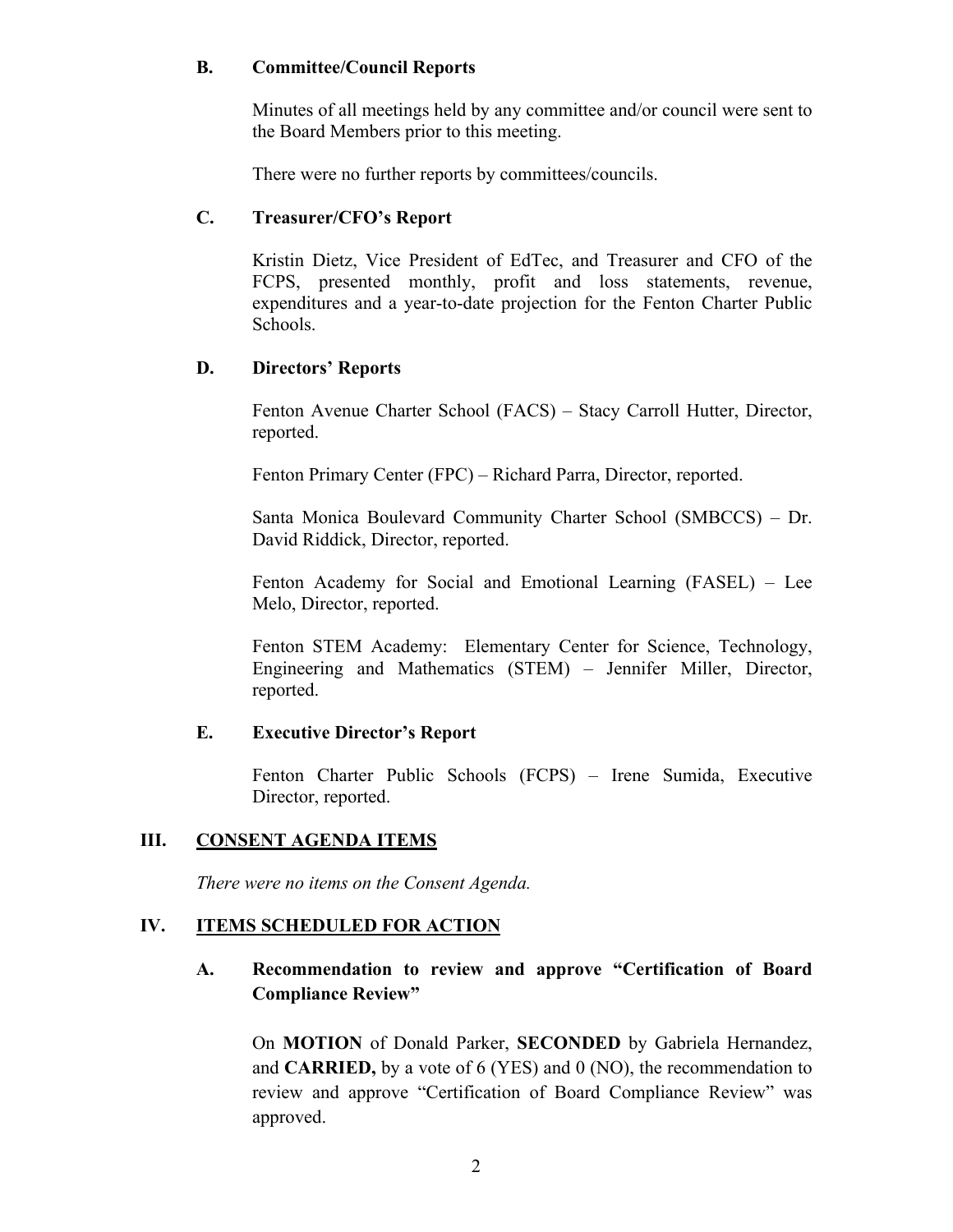### B. Committee/Council Reports

Minutes of all meetings held by any committee and/or council were sent to the Board Members prior to this meeting.

There were no further reports by committees/councils.

### C. Treasurer/CFO's Report

Kristin Dietz, Vice President of EdTec, and Treasurer and CFO of the FCPS, presented monthly, profit and loss statements, revenue, expenditures and a year-to-date projection for the Fenton Charter Public Schools.

### D. Directors' Reports

Fenton Avenue Charter School (FACS) – Stacy Carroll Hutter, Director, reported.

Fenton Primary Center (FPC) – Richard Parra, Director, reported.

Santa Monica Boulevard Community Charter School (SMBCCS) – Dr. David Riddick, Director, reported.

Fenton Academy for Social and Emotional Learning (FASEL) – Lee Melo, Director, reported.

Fenton STEM Academy: Elementary Center for Science, Technology, Engineering and Mathematics (STEM) – Jennifer Miller, Director, reported.

### E. Executive Director's Report

Fenton Charter Public Schools (FCPS) – Irene Sumida, Executive Director, reported.

## III. CONSENT AGENDA ITEMS

*There were no items on the Consent Agenda.*

## IV. ITEMS SCHEDULED FOR ACTION

### A. Recommendation to review and approve "Certification of Board Compliance Review"

On **MOTION** of Donald Parker, **SECONDED** by Gabriela Hernandez, and **CARRIED,** by a vote of 6 (YES) and 0 (NO), the recommendation to review and approve "Certification of Board Compliance Review" was approved.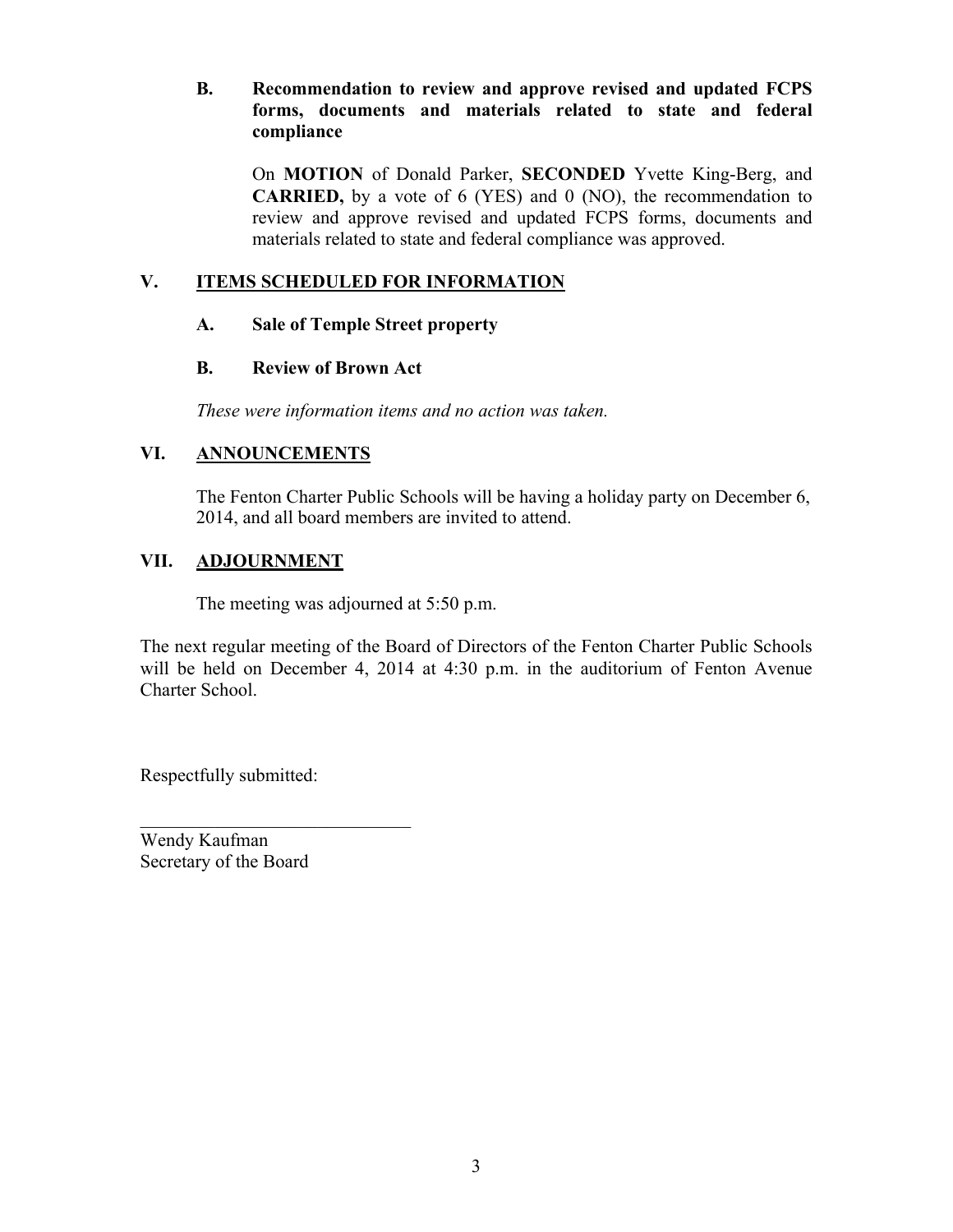**B. Recommendation to review and approve revised and updated FCPS forms, documents and materials related to state and federal compliance**

On **MOTION** of Donald Parker, **SECONDED** Yvette King-Berg, and **CARRIED,** by a vote of 6 (YES) and 0 (NO), the recommendation to review and approve revised and updated FCPS forms, documents and materials related to state and federal compliance was approved.

## V. ITEMS SCHEDULED FOR INFORMATION

**A. Sale of Temple Street property**

**B. Review of Brown Act**

*These were information items and no action was taken.*

## VI. ANNOUNCEMENTS

The Fenton Charter Public Schools will be having a holiday party on December 6, 2014, and all board members are invited to attend.

## VII. ADJOURNMENT

The meeting was adjourned at 5:50 p.m.

The next regular meeting of the Board of Directors of the Fenton Charter Public Schools will be held on December 4, 2014 at 4:30 p.m. in the auditorium of Fenton Avenue Charter School.

Respectfully submitted:

______________________________

Wendy Kaufman
Secretary of the Board